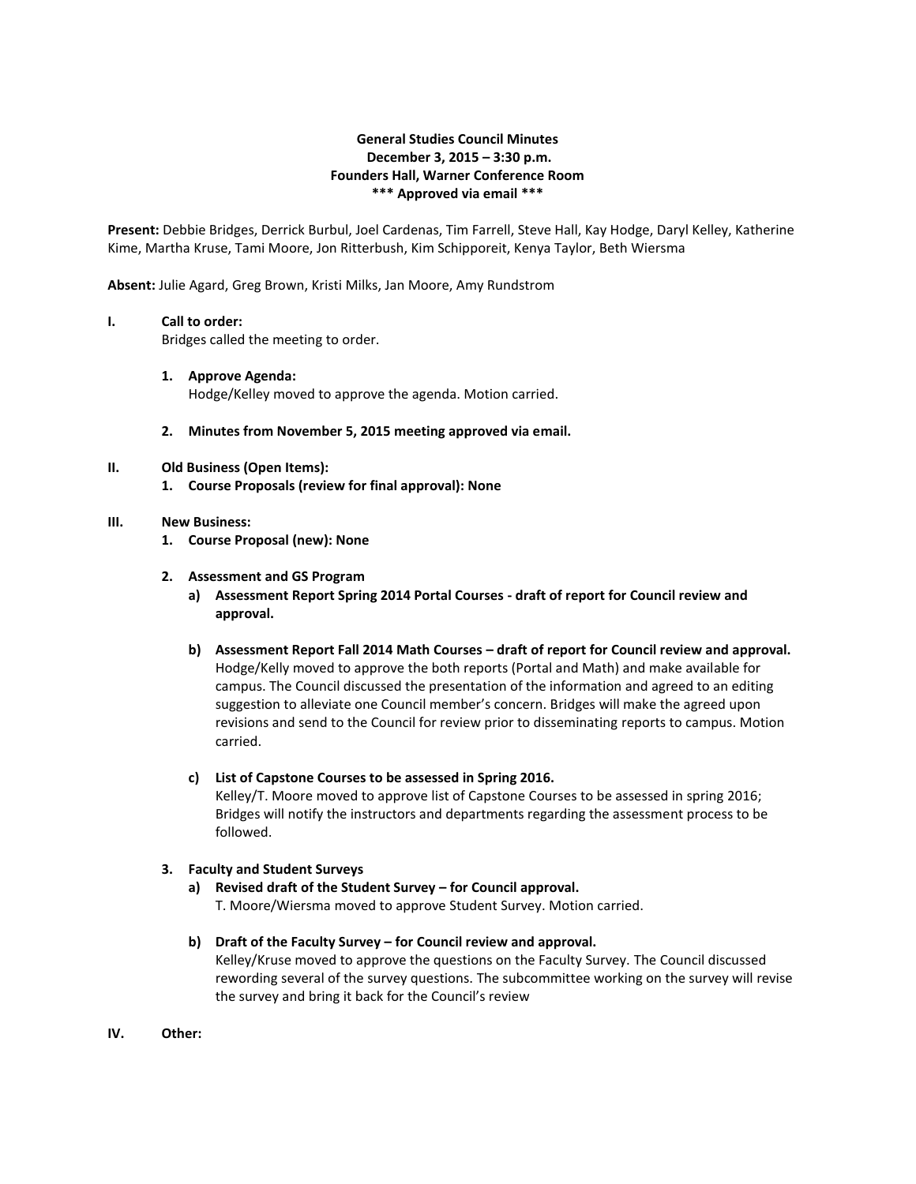# General Studies Council Minutes
**December 3, 2015 – 3:30 p.m.**
**Founders Hall, Warner Conference Room**
**\*\*\* Approved via email \*\*\***

**Present:** Debbie Bridges, Derrick Burbul, Joel Cardenas, Tim Farrell, Steve Hall, Kay Hodge, Daryl Kelley, Katherine Kime, Martha Kruse, Tami Moore, Jon Ritterbush, Kim Schipporeit, Kenya Taylor, Beth Wiersma

**Absent:** Julie Agard, Greg Brown, Kristi Milks, Jan Moore, Amy Rundstrom

**I. Call to order:**
Bridges called the meeting to order.

1. **Approve Agenda:**
   Hodge/Kelley moved to approve the agenda. Motion carried.

2. **Minutes from November 5, 2015 meeting approved via email.**

**II. Old Business (Open Items):**

1. **Course Proposals (review for final approval): None**

**III. New Business:**

1. **Course Proposal (new): None**

2. **Assessment and GS Program**
   a) **Assessment Report Spring 2014 Portal Courses - draft of report for Council review and approval.**

   b) **Assessment Report Fall 2014 Math Courses – draft of report for Council review and approval.**
   Hodge/Kelly moved to approve the both reports (Portal and Math) and make available for campus. The Council discussed the presentation of the information and agreed to an editing suggestion to alleviate one Council member's concern. Bridges will make the agreed upon revisions and send to the Council for review prior to disseminating reports to campus. Motion carried.

   c) **List of Capstone Courses to be assessed in Spring 2016.**
   Kelley/T. Moore moved to approve list of Capstone Courses to be assessed in spring 2016; Bridges will notify the instructors and departments regarding the assessment process to be followed.

3. **Faculty and Student Surveys**
   a) **Revised draft of the Student Survey – for Council approval.**
   T. Moore/Wiersma moved to approve Student Survey. Motion carried.

   b) **Draft of the Faculty Survey – for Council review and approval.**
   Kelley/Kruse moved to approve the questions on the Faculty Survey. The Council discussed rewording several of the survey questions. The subcommittee working on the survey will revise the survey and bring it back for the Council's review

**IV. Other:**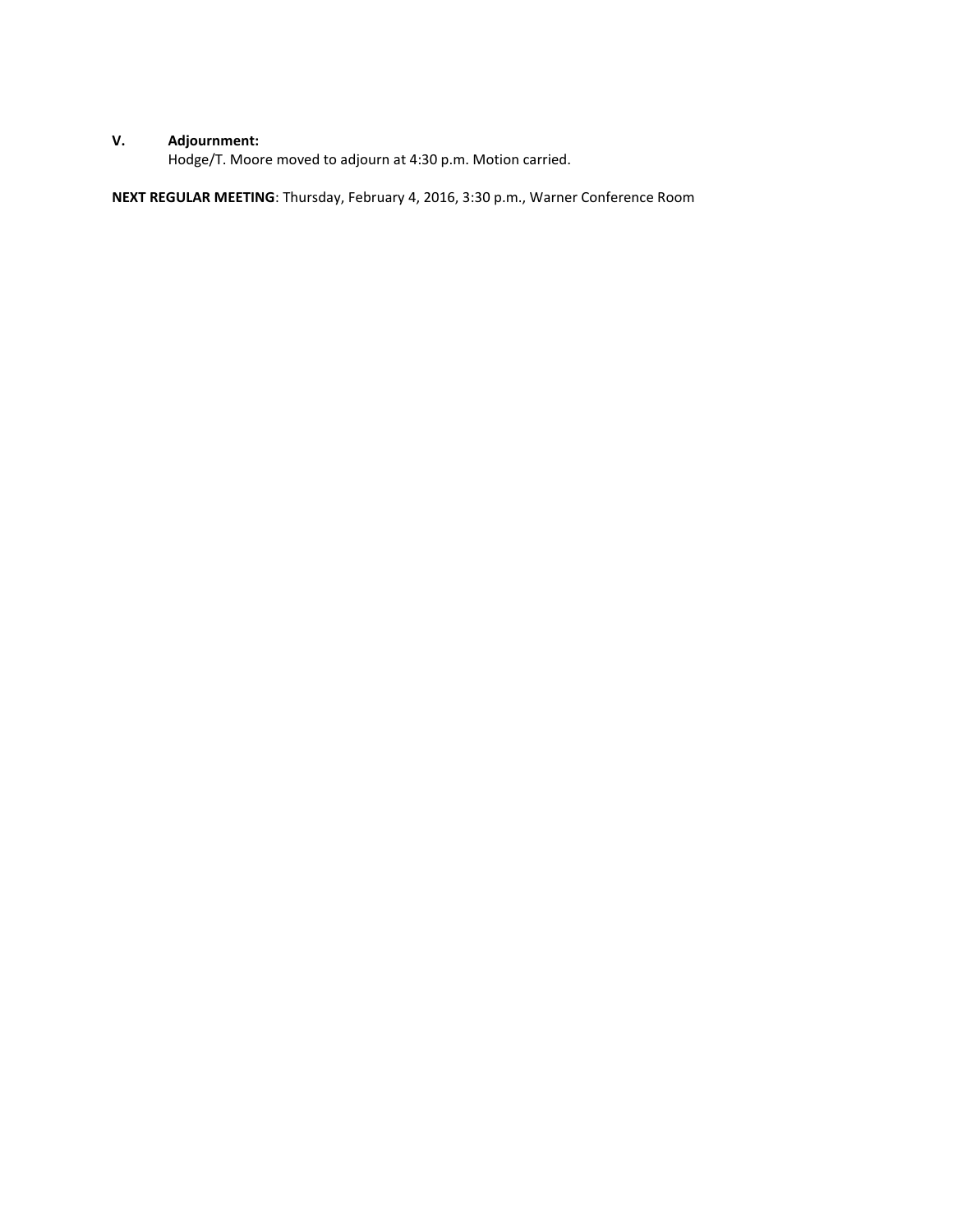**V. Adjournment:**

Hodge/T. Moore moved to adjourn at 4:30 p.m. Motion carried.

**NEXT REGULAR MEETING**: Thursday, February 4, 2016, 3:30 p.m., Warner Conference Room